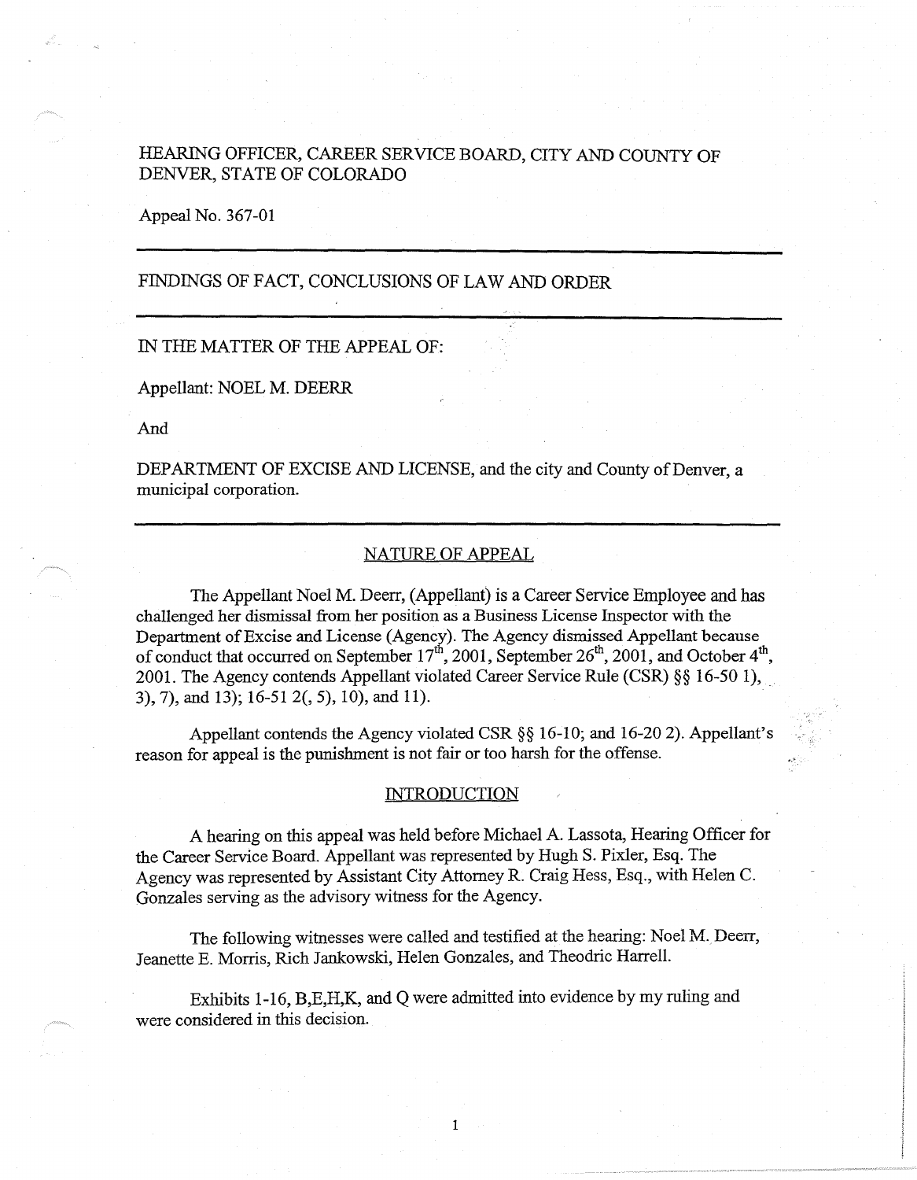HEARING OFFICER, CAREER SERVICE BOARD, CITY AND COUNTY OF DENVER, STATE OF COLORADO

Appeal No. 367-01

---

## FINDINGS OF FACT, CONCLUSIONS OF LAW AND ORDER

---

IN THE MATTER OF THE APPEAL OF:

Appellant: NOEL M. DEERR

And

DEPARTMENT OF EXCISE AND LICENSE, and the city and County of Denver, a municipal corporation.

---

### NATURE OF APPEAL

The Appellant Noel M. Deerr, (Appellant) is a Career Service Employee and has challenged her dismissal from her position as a Business License Inspector with the Department of Excise and License (Agency). The Agency dismissed Appellant because of conduct that occurred on September 17th, 2001, September 26th, 2001, and October 4th, 2001. The Agency contends Appellant violated Career Service Rule (CSR) §§ 16-50 1), 3), 7), and 13); 16-51 2(, 5), 10), and 11).

Appellant contends the Agency violated CSR §§ 16-10; and 16-20 2). Appellant's reason for appeal is the punishment is not fair or too harsh for the offense.

### INTRODUCTION

A hearing on this appeal was held before Michael A. Lassota, Hearing Officer for the Career Service Board. Appellant was represented by Hugh S. Pixler, Esq. The Agency was represented by Assistant City Attorney R. Craig Hess, Esq., with Helen C. Gonzales serving as the advisory witness for the Agency.

The following witnesses were called and testified at the hearing: Noel M. Deerr, Jeanette E. Morris, Rich Jankowski, Helen Gonzales, and Theodric Harrell.

Exhibits 1-16, B,E,H,K, and Q were admitted into evidence by my ruling and were considered in this decision.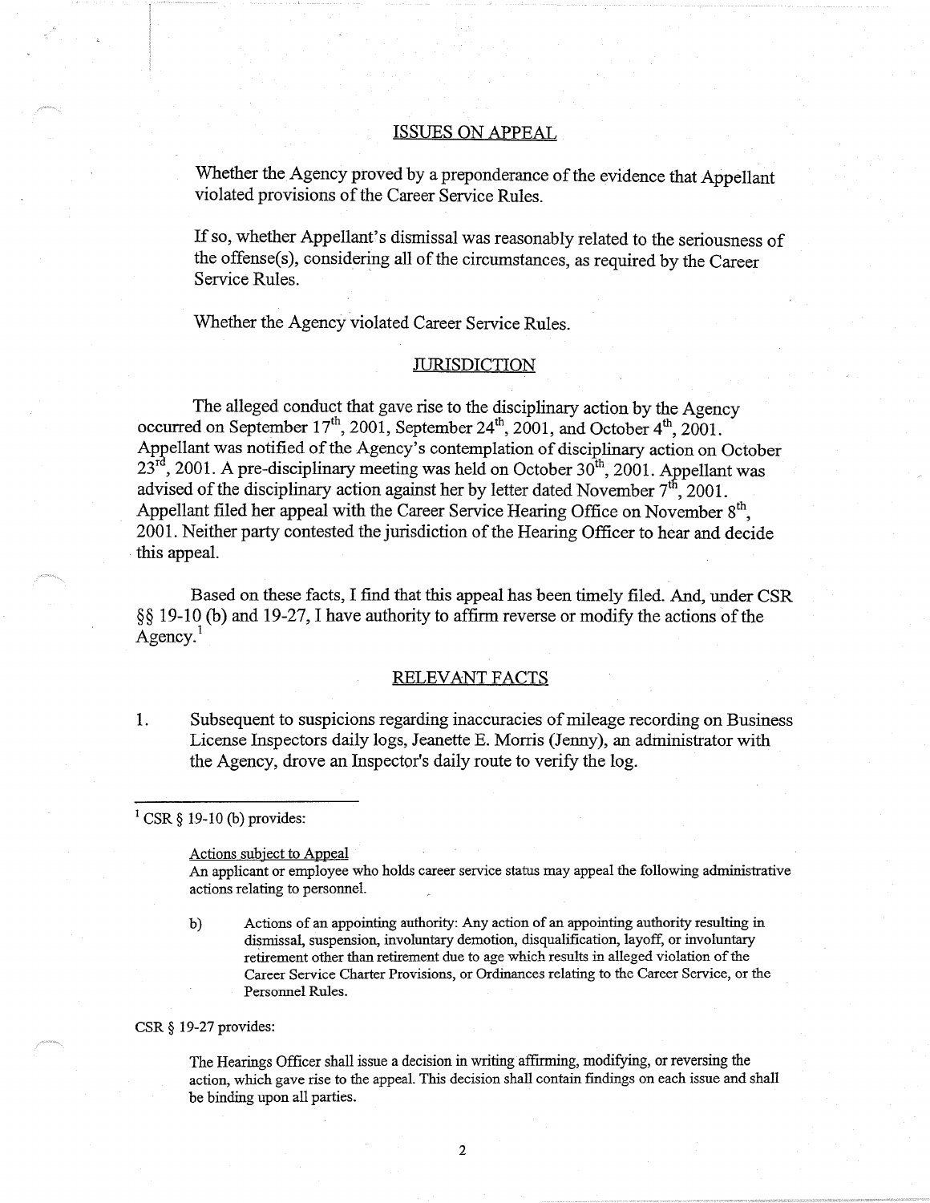## ISSUES ON APPEAL

Whether the Agency proved by a preponderance of the evidence that Appellant violated provisions of the Career Service Rules.

If so, whether Appellant's dismissal was reasonably related to the seriousness of the offense(s), considering all of the circumstances, as required by the Career Service Rules.

Whether the Agency violated Career Service Rules.

## JURISDICTION

The alleged conduct that gave rise to the disciplinary action by the Agency occurred on September 17th, 2001, September 24th, 2001, and October 4th, 2001. Appellant was notified of the Agency's contemplation of disciplinary action on October 23rd, 2001. A pre-disciplinary meeting was held on October 30th, 2001. Appellant was advised of the disciplinary action against her by letter dated November 7th, 2001. Appellant filed her appeal with the Career Service Hearing Office on November 8th, 2001. Neither party contested the jurisdiction of the Hearing Officer to hear and decide this appeal.

Based on these facts, I find that this appeal has been timely filed. And, under CSR §§ 19-10 (b) and 19-27, I have authority to affirm reverse or modify the actions of the Agency.[1]

## RELEVANT FACTS

1. Subsequent to suspicions regarding inaccuracies of mileage recording on Business License Inspectors daily logs, Jeanette E. Morris (Jenny), an administrator with the Agency, drove an Inspector's daily route to verify the log.

---

[1] CSR § 19-10 (b) provides:

> Actions subject to Appeal
> An applicant or employee who holds career service status may appeal the following administrative actions relating to personnel.
>
> b) Actions of an appointing authority: Any action of an appointing authority resulting in dismissal, suspension, involuntary demotion, disqualification, layoff, or involuntary retirement other than retirement due to age which results in alleged violation of the Career Service Charter Provisions, or Ordinances relating to the Career Service, or the Personnel Rules.

CSR § 19-27 provides:

> The Hearings Officer shall issue a decision in writing affirming, modifying, or reversing the action, which gave rise to the appeal. This decision shall contain findings on each issue and shall be binding upon all parties.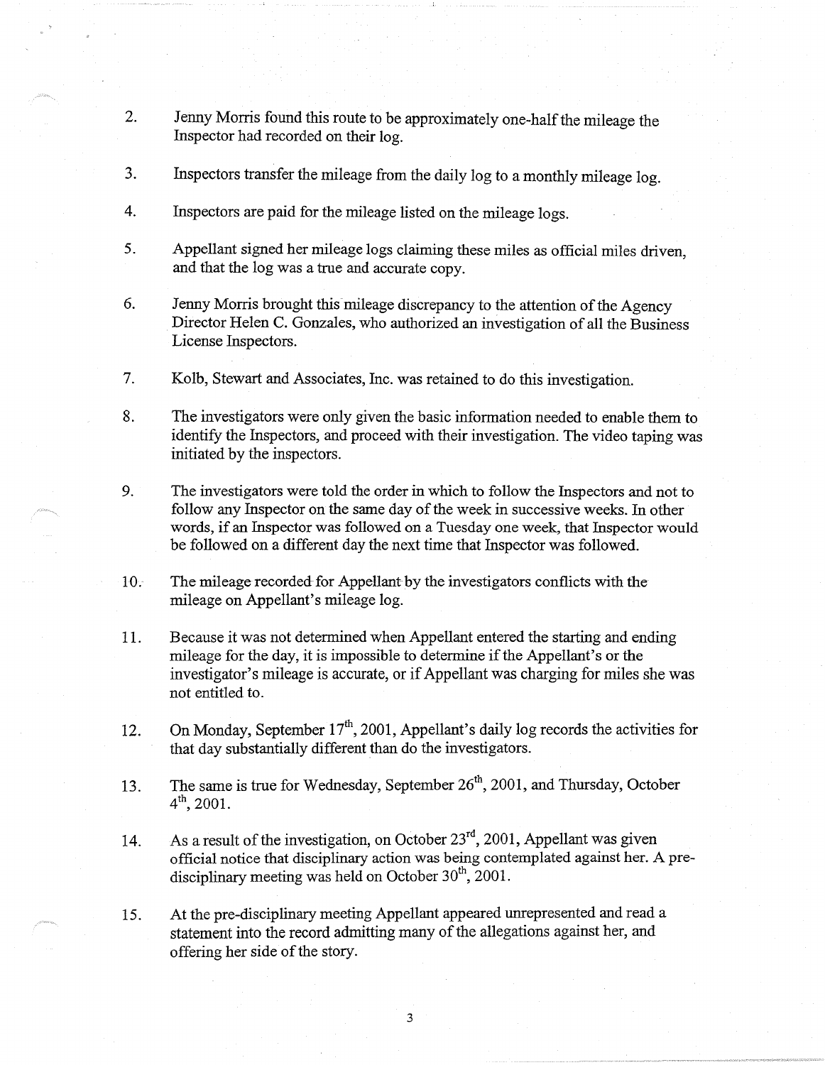2. Jenny Morris found this route to be approximately one-half the mileage the Inspector had recorded on their log.

3. Inspectors transfer the mileage from the daily log to a monthly mileage log.

4. Inspectors are paid for the mileage listed on the mileage logs.

5. Appellant signed her mileage logs claiming these miles as official miles driven, and that the log was a true and accurate copy.

6. Jenny Morris brought this mileage discrepancy to the attention of the Agency Director Helen C. Gonzales, who authorized an investigation of all the Business License Inspectors.

7. Kolb, Stewart and Associates, Inc. was retained to do this investigation.

8. The investigators were only given the basic information needed to enable them to identify the Inspectors, and proceed with their investigation. The video taping was initiated by the inspectors.

9. The investigators were told the order in which to follow the Inspectors and not to follow any Inspector on the same day of the week in successive weeks. In other words, if an Inspector was followed on a Tuesday one week, that Inspector would be followed on a different day the next time that Inspector was followed.

10. The mileage recorded for Appellant by the investigators conflicts with the mileage on Appellant's mileage log.

11. Because it was not determined when Appellant entered the starting and ending mileage for the day, it is impossible to determine if the Appellant's or the investigator's mileage is accurate, or if Appellant was charging for miles she was not entitled to.

12. On Monday, September 17th, 2001, Appellant's daily log records the activities for that day substantially different than do the investigators.

13. The same is true for Wednesday, September 26th, 2001, and Thursday, October 4th, 2001.

14. As a result of the investigation, on October 23rd, 2001, Appellant was given official notice that disciplinary action was being contemplated against her. A pre-disciplinary meeting was held on October 30th, 2001.

15. At the pre-disciplinary meeting Appellant appeared unrepresented and read a statement into the record admitting many of the allegations against her, and offering her side of the story.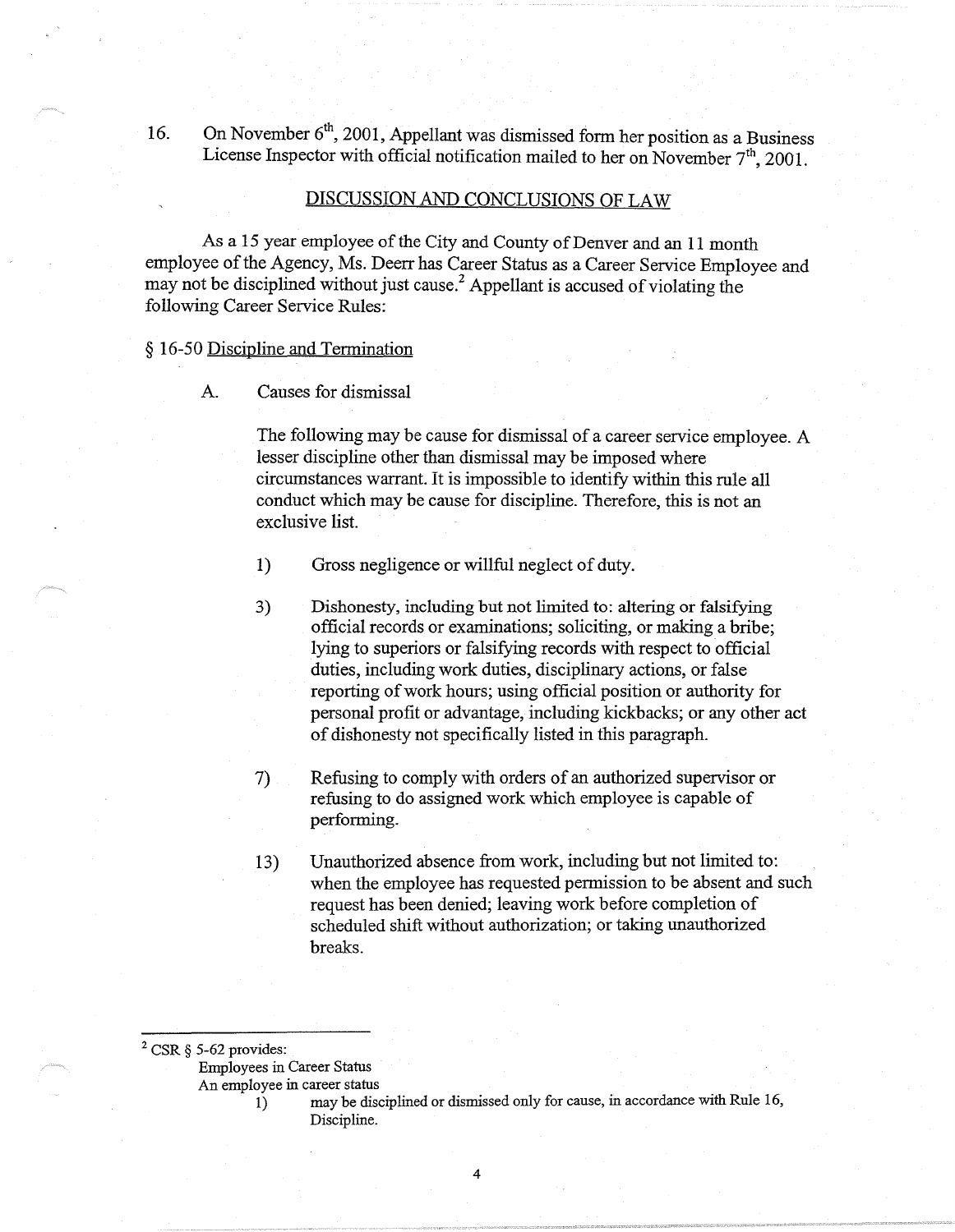16. On November 6th, 2001, Appellant was dismissed form her position as a Business License Inspector with official notification mailed to her on November 7th, 2001.

## DISCUSSION AND CONCLUSIONS OF LAW

As a 15 year employee of the City and County of Denver and an 11 month employee of the Agency, Ms. Deerr has Career Status as a Career Service Employee and may not be disciplined without just cause.[2] Appellant is accused of violating the following Career Service Rules:

§ 16-50 Discipline and Termination

A. Causes for dismissal

The following may be cause for dismissal of a career service employee. A lesser discipline other than dismissal may be imposed where circumstances warrant. It is impossible to identify within this rule all conduct which may be cause for discipline. Therefore, this is not an exclusive list.

1) Gross negligence or willful neglect of duty.

3) Dishonesty, including but not limited to: altering or falsifying official records or examinations; soliciting, or making a bribe; lying to superiors or falsifying records with respect to official duties, including work duties, disciplinary actions, or false reporting of work hours; using official position or authority for personal profit or advantage, including kickbacks; or any other act of dishonesty not specifically listed in this paragraph.

7) Refusing to comply with orders of an authorized supervisor or refusing to do assigned work which employee is capable of performing.

13) Unauthorized absence from work, including but not limited to: when the employee has requested permission to be absent and such request has been denied; leaving work before completion of scheduled shift without authorization; or taking unauthorized breaks.

---

[2] CSR § 5-62 provides:
Employees in Career Status
An employee in career status
1) may be disciplined or dismissed only for cause, in accordance with Rule 16, Discipline.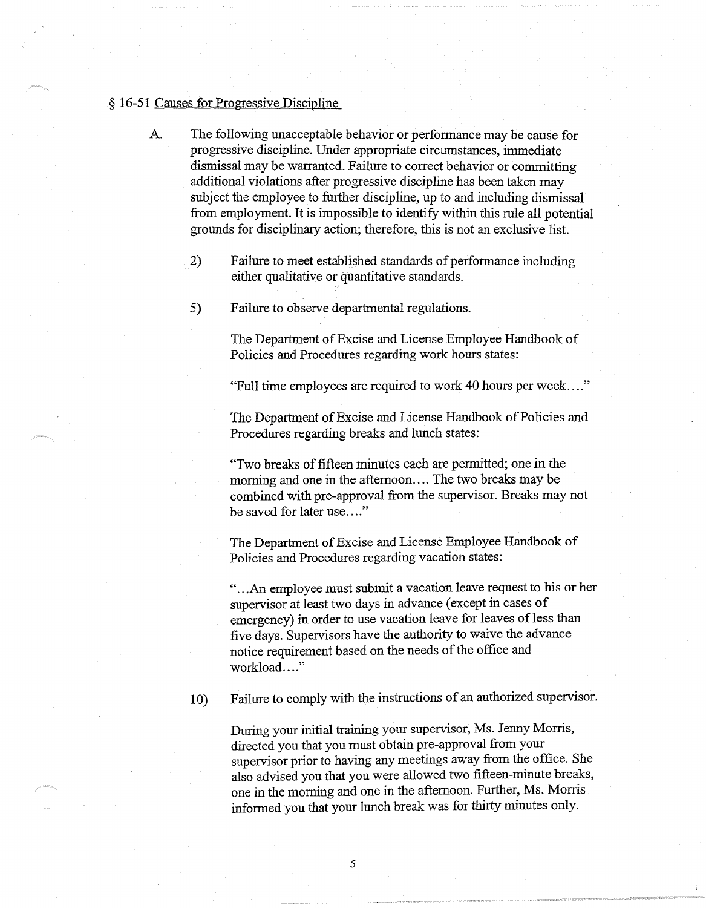§ 16-51 Causes for Progressive Discipline

A. The following unacceptable behavior or performance may be cause for progressive discipline. Under appropriate circumstances, immediate dismissal may be warranted. Failure to correct behavior or committing additional violations after progressive discipline has been taken may subject the employee to further discipline, up to and including dismissal from employment. It is impossible to identify within this rule all potential grounds for disciplinary action; therefore, this is not an exclusive list.

2) Failure to meet established standards of performance including either qualitative or quantitative standards.

5) Failure to observe departmental regulations.

The Department of Excise and License Employee Handbook of Policies and Procedures regarding work hours states:

"Full time employees are required to work 40 hours per week…."

The Department of Excise and License Handbook of Policies and Procedures regarding breaks and lunch states:

"Two breaks of fifteen minutes each are permitted; one in the morning and one in the afternoon…. The two breaks may be combined with pre-approval from the supervisor. Breaks may not be saved for later use…."

The Department of Excise and License Employee Handbook of Policies and Procedures regarding vacation states:

"…An employee must submit a vacation leave request to his or her supervisor at least two days in advance (except in cases of emergency) in order to use vacation leave for leaves of less than five days. Supervisors have the authority to waive the advance notice requirement based on the needs of the office and workload…."

10) Failure to comply with the instructions of an authorized supervisor.

During your initial training your supervisor, Ms. Jenny Morris, directed you that you must obtain pre-approval from your supervisor prior to having any meetings away from the office. She also advised you that you were allowed two fifteen-minute breaks, one in the morning and one in the afternoon. Further, Ms. Morris informed you that your lunch break was for thirty minutes only.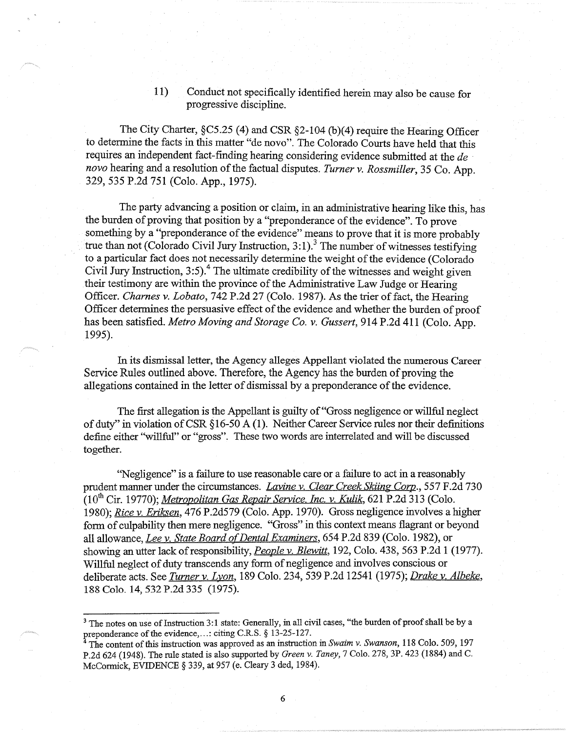11) Conduct not specifically identified herein may also be cause for progressive discipline.

The City Charter, §C5.25 (4) and CSR §2-104 (b)(4) require the Hearing Officer to determine the facts in this matter "de novo". The Colorado Courts have held that this requires an independent fact-finding hearing considering evidence submitted at the *de novo* hearing and a resolution of the factual disputes. *Turner v. Rossmiller*, 35 Co. App. 329, 535 P.2d 751 (Colo. App., 1975).

The party advancing a position or claim, in an administrative hearing like this, has the burden of proving that position by a "preponderance of the evidence". To prove something by a "preponderance of the evidence" means to prove that it is more probably true than not (Colorado Civil Jury Instruction, 3:1).[3] The number of witnesses testifying to a particular fact does not necessarily determine the weight of the evidence (Colorado Civil Jury Instruction, 3:5).[4] The ultimate credibility of the witnesses and weight given their testimony are within the province of the Administrative Law Judge or Hearing Officer. *Charnes v. Lobato*, 742 P.2d 27 (Colo. 1987). As the trier of fact, the Hearing Officer determines the persuasive effect of the evidence and whether the burden of proof has been satisfied. *Metro Moving and Storage Co. v. Gussert*, 914 P.2d 411 (Colo. App. 1995).

In its dismissal letter, the Agency alleges Appellant violated the numerous Career Service Rules outlined above. Therefore, the Agency has the burden of proving the allegations contained in the letter of dismissal by a preponderance of the evidence.

The first allegation is the Appellant is guilty of "Gross negligence or willful neglect of duty" in violation of CSR §16-50 A (1). Neither Career Service rules nor their definitions define either "willful" or "gross". These two words are interrelated and will be discussed together.

"Negligence" is a failure to use reasonable care or a failure to act in a reasonably prudent manner under the circumstances. *Lavine v. Clear Creek Skiing Corp.*, 557 F.2d 730 (10th Cir. 19770); *Metropolitan Gas Repair Service, Inc. v. Kulik*, 621 P.2d 313 (Colo. 1980); *Rice v. Eriksen*, 476 P.2d579 (Colo. App. 1970). Gross negligence involves a higher form of culpability then mere negligence. "Gross" in this context means flagrant or beyond all allowance, *Lee v. State Board of Dental Examiners*, 654 P.2d 839 (Colo. 1982), or showing an utter lack of responsibility, *People v. Blewitt*, 192, Colo. 438, 563 P.2d 1 (1977). Willful neglect of duty transcends any form of negligence and involves conscious or deliberate acts. See *Turner v. Lyon*, 189 Colo. 234, 539 P.2d 12541 (1975); *Drake v. Albeke*, 188 Colo. 14, 532 P.2d 335 (1975).

---

[3] The notes on use of Instruction 3:1 state: Generally, in all civil cases, "the burden of proof shall be by a preponderance of the evidence,...: citing C.R.S. § 13-25-127.

[4] The content of this instruction was approved as an instruction in *Swaim v. Swanson*, 118 Colo. 509, 197 P.2d 624 (1948). The rule stated is also supported by *Green v. Taney*, 7 Colo. 278, 3P. 423 (1884) and C. McCormick, EVIDENCE § 339, at 957 (e. Cleary 3 ded, 1984).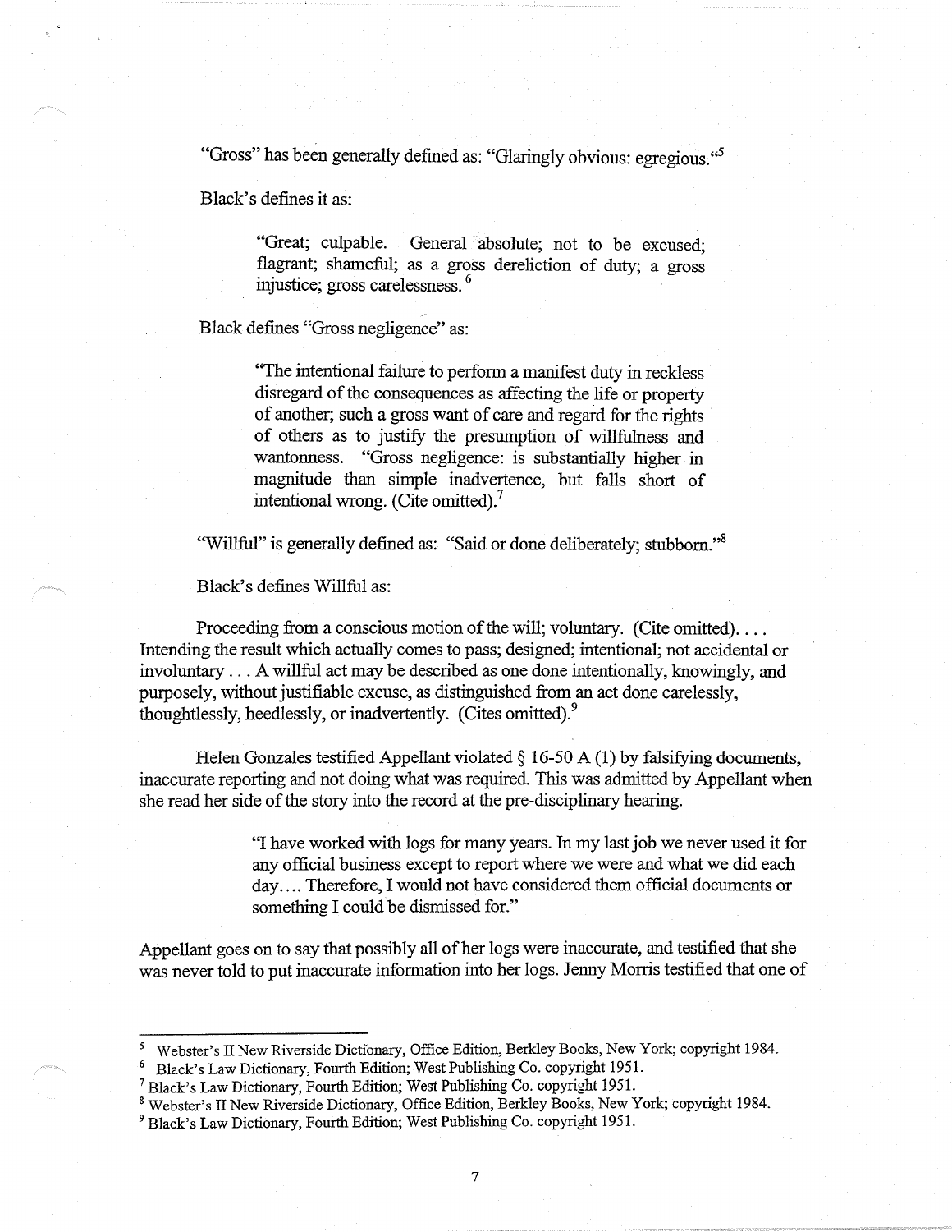"Gross" has been generally defined as: "Glaringly obvious: egregious."[5]

Black's defines it as:

> "Great; culpable. General absolute; not to be excused; flagrant; shameful; as a gross dereliction of duty; a gross injustice; gross carelessness.[6]

Black defines "Gross negligence" as:

> "The intentional failure to perform a manifest duty in reckless disregard of the consequences as affecting the life or property of another; such a gross want of care and regard for the rights of others as to justify the presumption of willfulness and wantonness. "Gross negligence: is substantially higher in magnitude than simple inadvertence, but falls short of intentional wrong. (Cite omitted).[7]

"Willful" is generally defined as: "Said or done deliberately; stubborn."[8]

Black's defines Willful as:

Proceeding from a conscious motion of the will; voluntary. (Cite omitted).... Intending the result which actually comes to pass; designed; intentional; not accidental or involuntary . . . A willful act may be described as one done intentionally, knowingly, and purposely, without justifiable excuse, as distinguished from an act done carelessly, thoughtlessly, heedlessly, or inadvertently. (Cites omitted).[9]

Helen Gonzales testified Appellant violated § 16-50 A (1) by falsifying documents, inaccurate reporting and not doing what was required. This was admitted by Appellant when she read her side of the story into the record at the pre-disciplinary hearing.

> "I have worked with logs for many years. In my last job we never used it for any official business except to report where we were and what we did each day.... Therefore, I would not have considered them official documents or something I could be dismissed for."

Appellant goes on to say that possibly all of her logs were inaccurate, and testified that she was never told to put inaccurate information into her logs. Jenny Morris testified that one of

---

[5] Webster's II New Riverside Dictionary, Office Edition, Berkley Books, New York; copyright 1984.

[6] Black's Law Dictionary, Fourth Edition; West Publishing Co. copyright 1951.

[7] Black's Law Dictionary, Fourth Edition; West Publishing Co. copyright 1951.

[8] Webster's II New Riverside Dictionary, Office Edition, Berkley Books, New York; copyright 1984.

[9] Black's Law Dictionary, Fourth Edition; West Publishing Co. copyright 1951.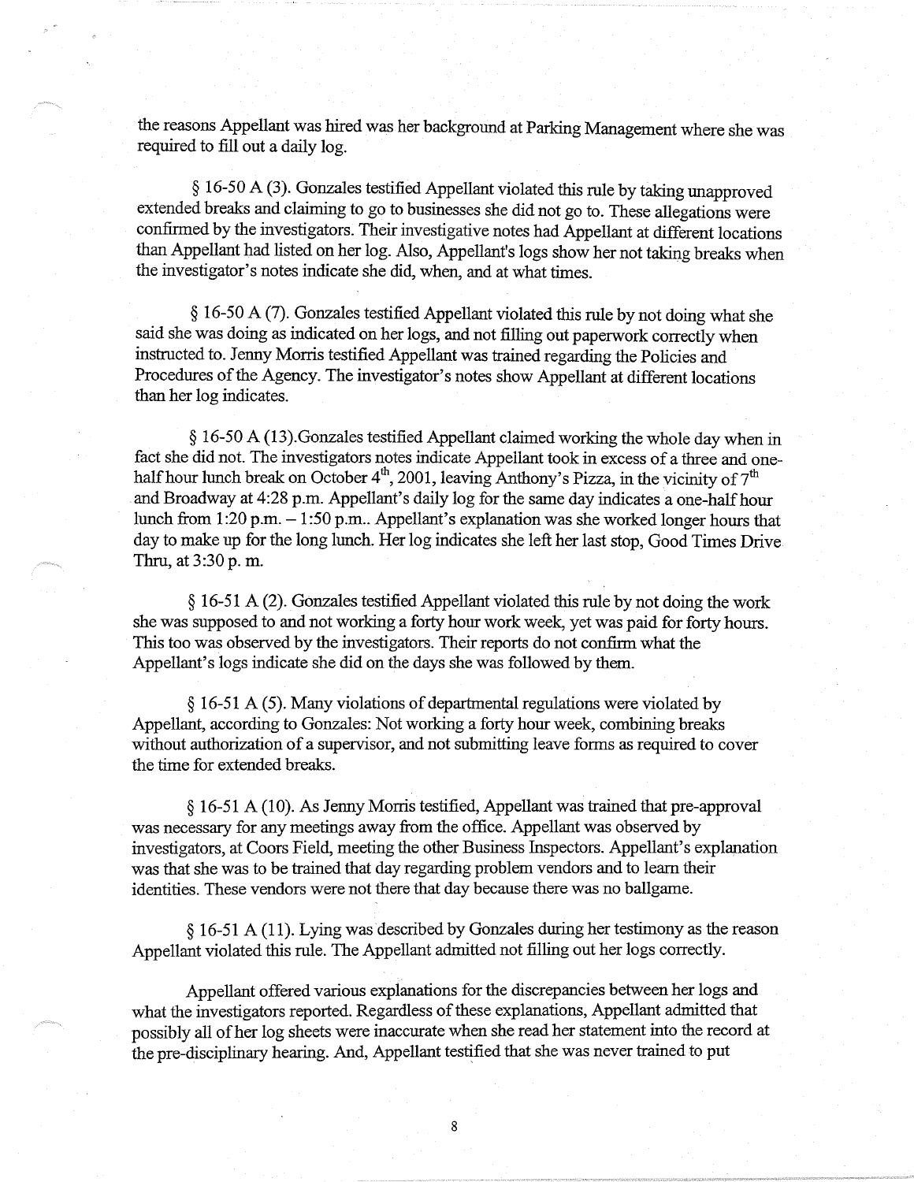the reasons Appellant was hired was her background at Parking Management where she was required to fill out a daily log.

§ 16-50 A (3). Gonzales testified Appellant violated this rule by taking unapproved extended breaks and claiming to go to businesses she did not go to. These allegations were confirmed by the investigators. Their investigative notes had Appellant at different locations than Appellant had listed on her log. Also, Appellant's logs show her not taking breaks when the investigator's notes indicate she did, when, and at what times.

§ 16-50 A (7). Gonzales testified Appellant violated this rule by not doing what she said she was doing as indicated on her logs, and not filling out paperwork correctly when instructed to. Jenny Morris testified Appellant was trained regarding the Policies and Procedures of the Agency. The investigator's notes show Appellant at different locations than her log indicates.

§ 16-50 A (13).Gonzales testified Appellant claimed working the whole day when in fact she did not. The investigators notes indicate Appellant took in excess of a three and one-half hour lunch break on October 4th, 2001, leaving Anthony's Pizza, in the vicinity of 7th and Broadway at 4:28 p.m. Appellant's daily log for the same day indicates a one-half hour lunch from 1:20 p.m. – 1:50 p.m.. Appellant's explanation was she worked longer hours that day to make up for the long lunch. Her log indicates she left her last stop, Good Times Drive Thru, at 3:30 p. m.

§ 16-51 A (2). Gonzales testified Appellant violated this rule by not doing the work she was supposed to and not working a forty hour work week, yet was paid for forty hours. This too was observed by the investigators. Their reports do not confirm what the Appellant's logs indicate she did on the days she was followed by them.

§ 16-51 A (5). Many violations of departmental regulations were violated by Appellant, according to Gonzales: Not working a forty hour week, combining breaks without authorization of a supervisor, and not submitting leave forms as required to cover the time for extended breaks.

§ 16-51 A (10). As Jenny Morris testified, Appellant was trained that pre-approval was necessary for any meetings away from the office. Appellant was observed by investigators, at Coors Field, meeting the other Business Inspectors. Appellant's explanation was that she was to be trained that day regarding problem vendors and to learn their identities. These vendors were not there that day because there was no ballgame.

§ 16-51 A (11). Lying was described by Gonzales during her testimony as the reason Appellant violated this rule. The Appellant admitted not filling out her logs correctly.

Appellant offered various explanations for the discrepancies between her logs and what the investigators reported. Regardless of these explanations, Appellant admitted that possibly all of her log sheets were inaccurate when she read her statement into the record at the pre-disciplinary hearing. And, Appellant testified that she was never trained to put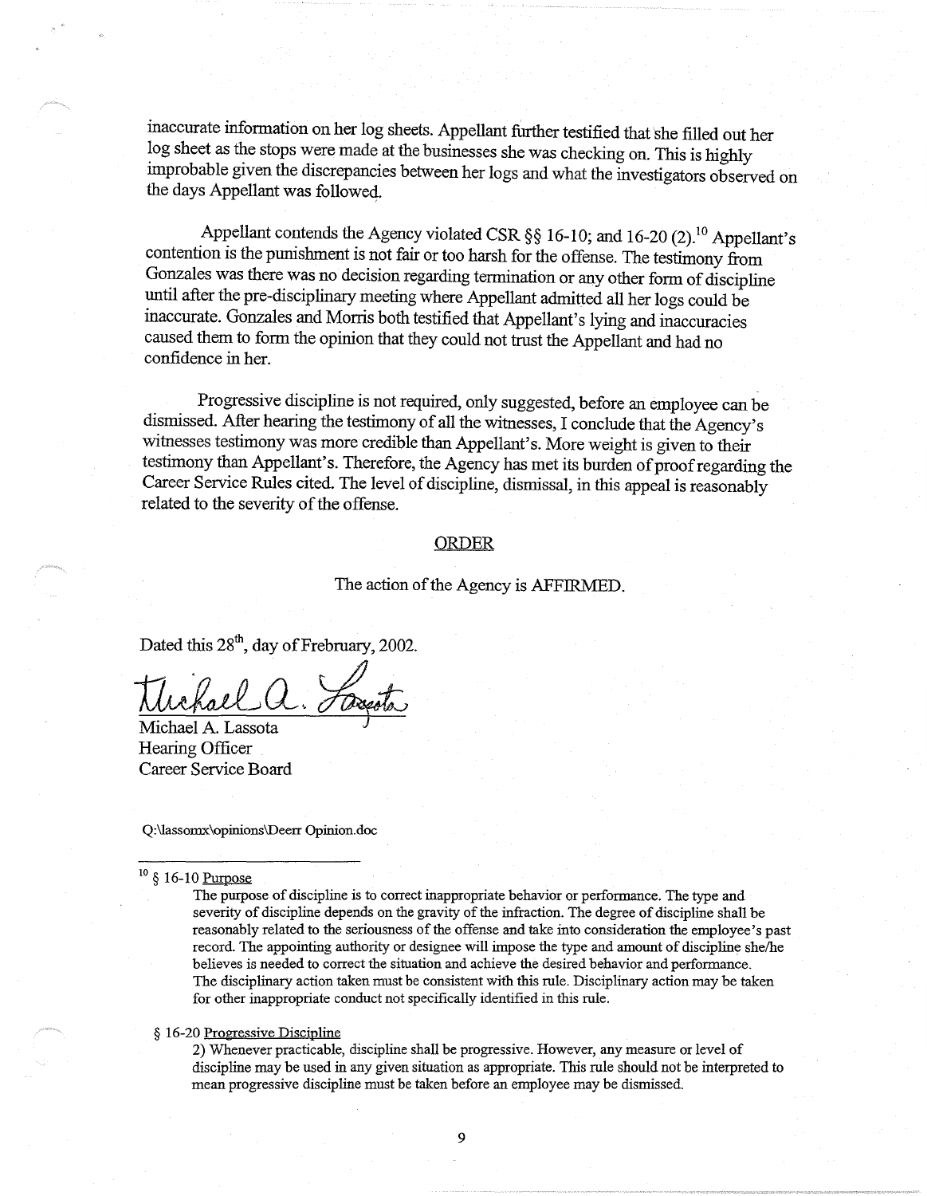inaccurate information on her log sheets. Appellant further testified that she filled out her log sheet as the stops were made at the businesses she was checking on. This is highly improbable given the discrepancies between her logs and what the investigators observed on the days Appellant was followed.

Appellant contends the Agency violated CSR §§ 16-10; and 16-20 (2).[10] Appellant's contention is the punishment is not fair or too harsh for the offense. The testimony from Gonzales was there was no decision regarding termination or any other form of discipline until after the pre-disciplinary meeting where Appellant admitted all her logs could be inaccurate. Gonzales and Morris both testified that Appellant's lying and inaccuracies caused them to form the opinion that they could not trust the Appellant and had no confidence in her.

Progressive discipline is not required, only suggested, before an employee can be dismissed. After hearing the testimony of all the witnesses, I conclude that the Agency's witnesses testimony was more credible than Appellant's. More weight is given to their testimony than Appellant's. Therefore, the Agency has met its burden of proof regarding the Career Service Rules cited. The level of discipline, dismissal, in this appeal is reasonably related to the severity of the offense.

## ORDER

The action of the Agency is AFFIRMED.

Dated this 28th, day of Frebruary, 2002.

Michael A. Lassota
Hearing Officer
Career Service Board

Q:\lassomx\opinions\Deerr Opinion.doc

---

[10] § 16-10 Purpose

The purpose of discipline is to correct inappropriate behavior or performance. The type and severity of discipline depends on the gravity of the infraction. The degree of discipline shall be reasonably related to the seriousness of the offense and take into consideration the employee's past record. The appointing authority or designee will impose the type and amount of discipline she/he believes is needed to correct the situation and achieve the desired behavior and performance. The disciplinary action taken must be consistent with this rule. Disciplinary action may be taken for other inappropriate conduct not specifically identified in this rule.

§ 16-20 Progressive Discipline

2) Whenever practicable, discipline shall be progressive. However, any measure or level of discipline may be used in any given situation as appropriate. This rule should not be interpreted to mean progressive discipline must be taken before an employee may be dismissed.